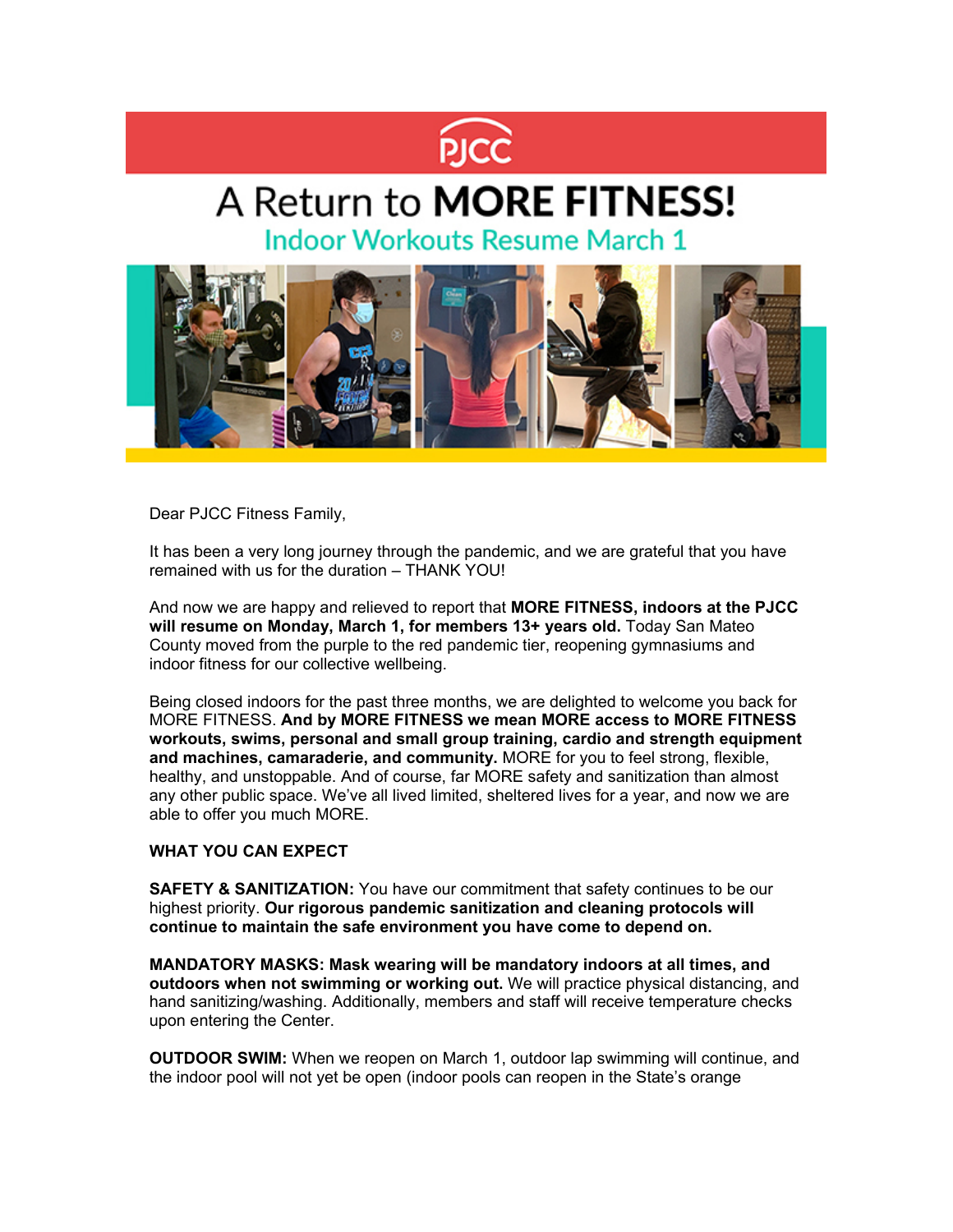PJCC

# A Return to **MORE FITNESS!**

## Indoor Workouts Resume March 1

Dear PJCC Fitness Family,

It has been a very long journey through the pandemic, and we are grateful that you have remained with us for the duration – THANK YOU!

And now we are happy and relieved to report that **MORE FITNESS, indoors at the PJCC will resume on Monday, March 1, for members 13+ years old.** Today San Mateo County moved from the purple to the red pandemic tier, reopening gymnasiums and indoor fitness for our collective wellbeing.

Being closed indoors for the past three months, we are delighted to welcome you back for MORE FITNESS. **And by MORE FITNESS we mean MORE access to MORE FITNESS workouts, swims, personal and small group training, cardio and strength equipment and machines, camaraderie, and community.** MORE for you to feel strong, flexible, healthy, and unstoppable. And of course, far MORE safety and sanitization than almost any other public space. We've all lived limited, sheltered lives for a year, and now we are able to offer you much MORE.

**WHAT YOU CAN EXPECT**

**SAFETY & SANITIZATION:** You have our commitment that safety continues to be our highest priority. **Our rigorous pandemic sanitization and cleaning protocols will continue to maintain the safe environment you have come to depend on.**

**MANDATORY MASKS: Mask wearing will be mandatory indoors at all times, and outdoors when not swimming or working out.** We will practice physical distancing, and hand sanitizing/washing. Additionally, members and staff will receive temperature checks upon entering the Center.

**OUTDOOR SWIM:** When we reopen on March 1, outdoor lap swimming will continue, and the indoor pool will not yet be open (indoor pools can reopen in the State's orange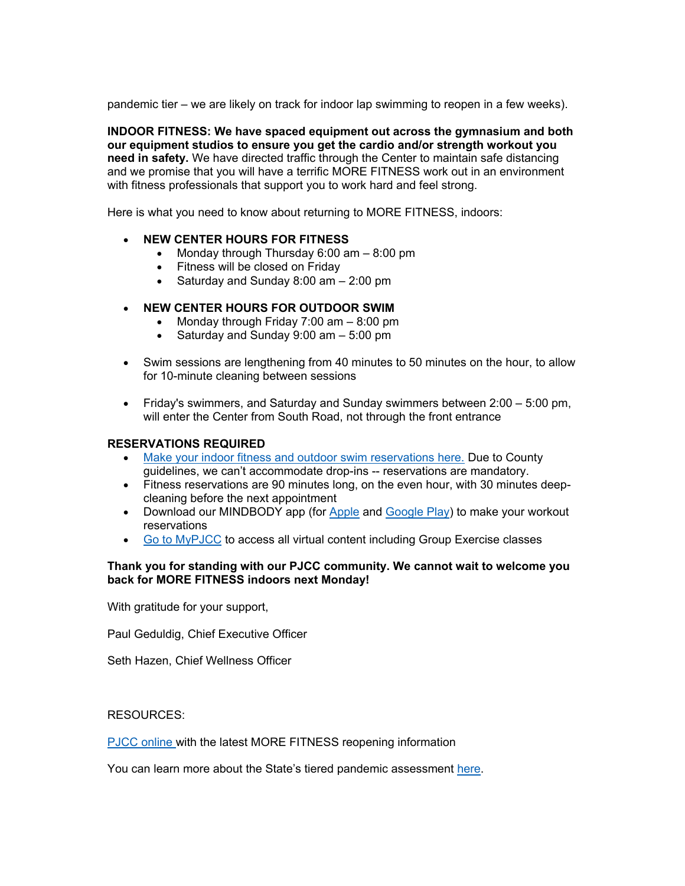pandemic tier – we are likely on track for indoor lap swimming to reopen in a few weeks).

**INDOOR FITNESS: We have spaced equipment out across the gymnasium and both our equipment studios to ensure you get the cardio and/or strength workout you need in safety.** We have directed traffic through the Center to maintain safe distancing and we promise that you will have a terrific MORE FITNESS work out in an environment with fitness professionals that support you to work hard and feel strong.

Here is what you need to know about returning to MORE FITNESS, indoors:

- **NEW CENTER HOURS FOR FITNESS**
  - Monday through Thursday 6:00 am – 8:00 pm
  - Fitness will be closed on Friday
  - Saturday and Sunday 8:00 am – 2:00 pm
- **NEW CENTER HOURS FOR OUTDOOR SWIM**
  - Monday through Friday 7:00 am – 8:00 pm
  - Saturday and Sunday 9:00 am – 5:00 pm
- Swim sessions are lengthening from 40 minutes to 50 minutes on the hour, to allow for 10-minute cleaning between sessions
- Friday's swimmers, and Saturday and Sunday swimmers between 2:00 – 5:00 pm, will enter the Center from South Road, not through the front entrance

**RESERVATIONS REQUIRED**

- Make your indoor fitness and outdoor swim reservations here. Due to County guidelines, we can't accommodate drop-ins -- reservations are mandatory.
- Fitness reservations are 90 minutes long, on the even hour, with 30 minutes deep-cleaning before the next appointment
- Download our MINDBODY app (for Apple and Google Play) to make your workout reservations
- Go to MyPJCC to access all virtual content including Group Exercise classes

**Thank you for standing with our PJCC community. We cannot wait to welcome you back for MORE FITNESS indoors next Monday!**

With gratitude for your support,

Paul Geduldig, Chief Executive Officer

Seth Hazen, Chief Wellness Officer

RESOURCES:

PJCC online with the latest MORE FITNESS reopening information

You can learn more about the State's tiered pandemic assessment here.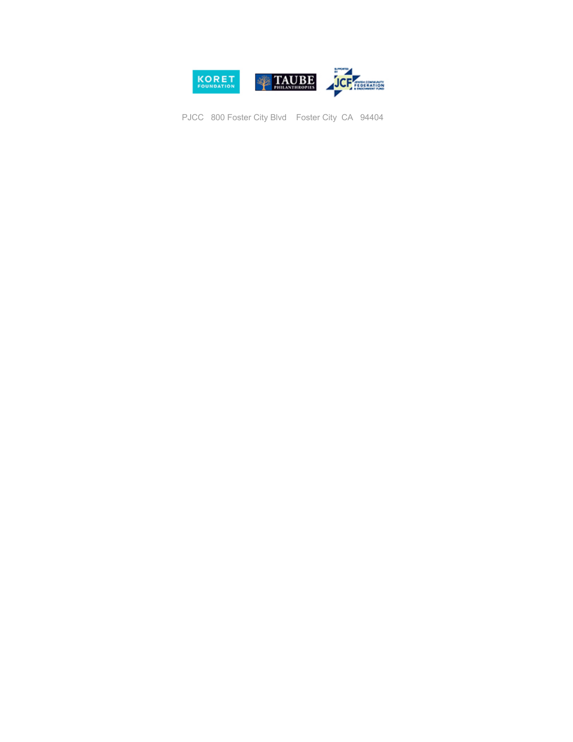PJCC 800 Foster City Blvd Foster City CA 94404